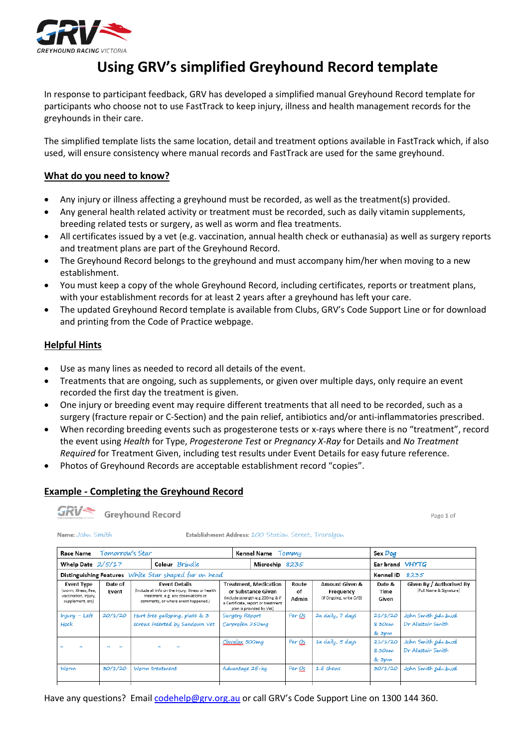# Using GRV's simplified Greyhound Record template

In response to participant feedback, GRV has developed a simplified manual Greyhound Record template for participants who choose not to use FastTrack to keep injury, illness and health management records for the greyhounds in their care.

The simplified template lists the same location, detail and treatment options available in FastTrack which, if also used, will ensure consistency where manual records and FastTrack are used for the same greyhound.

## What do you need to know?

- Any injury or illness affecting a greyhound must be recorded, as well as the treatment(s) provided.
- Any general health related activity or treatment must be recorded, such as daily vitamin supplements, breeding related tests or surgery, as well as worm and flea treatments.
- All certificates issued by a vet (e.g. vaccination, annual health check or euthanasia) as well as surgery reports and treatment plans are part of the Greyhound Record.
- The Greyhound Record belongs to the greyhound and must accompany him/her when moving to a new establishment.
- You must keep a copy of the whole Greyhound Record, including certificates, reports or treatment plans, with your establishment records for at least 2 years after a greyhound has left your care.
- The updated Greyhound Record template is available from Clubs, GRV's Code Support Line or for download and printing from the Code of Practice webpage.

## Helpful Hints

- Use as many lines as needed to record all details of the event.
- Treatments that are ongoing, such as supplements, or given over multiple days, only require an event recorded the first day the treatment is given.
- One injury or breeding event may require different treatments that all need to be recorded, such as a surgery (fracture repair or C-Section) and the pain relief, antibiotics and/or anti-inflammatories prescribed.
- When recording breeding events such as progesterone tests or x-rays where there is no "treatment", record the event using *Health* for Type, *Progesterone Test* or *Pregnancy X-Ray* for Details and *No Treatment Required* for Treatment Given, including test results under Event Details for easy future reference.
- Photos of Greyhound Records are acceptable establishment record "copies".

## Example - Completing the Greyhound Record

**Greyhound Record** — Page 1 of

**Name:** John Smith    **Establishment Address:** 100 Station Street, Traralgon

| | | | | | | | |
|---|---|---|---|---|---|---|---|
| **Race Name** Tomorrow's Star | | | **Kennel Name** Tommy | | | **Sex** Dog | |
| **Whelp Date** 2/5/17 | **Colour** Brindle | | **Microchip** 8235 | | | **Ear brand** VHYTG | |
| **Distinguishing Features** White Star shaped fur on head | | | | | | **Kennel ID** 8235 | |
| **Event Type** (worm, illness, flea, vaccination, injury, supplement, etc) | **Date of Event** | **Event Details** (Include all info on the injury, illness or health treatment. e.g. any observations or comments, or where event happened.) | **Treatment, Medication or Substance Given** (include strength e.g. 200mg & if a Certificate, report or treatment plan is provided by Vet) | **Route of Admin** | **Amount Given & Frequency** (If Ongoing, write O/G) | **Date & Time Given** | **Given By / Authorised By** (Full Name & Signature) |
| Injury – Left Hock | 20/1/20 | Hurt free galloping, plate & 3 screws inserted by Sandown Vet | Surgery Report Carprofen 250mg | Per Os | 2x daily, 7 days | 21/1/20 8.30am & 3pm | John Smith *John Smith* Dr Alastair Smith |
| " " | " " | " " | Clavulox 500mg | Per Os | 1x daily, 5 days | 21/1/20 8.30am & 3pm | John Smith *John Smith* Dr Alastair Smith |
| Worm | 30/1/20 | Worm treatment | Advantage 25+kg | Per Os | 1.5 chews | 30/1/20 | John Smith *John Smith* |

Have any questions? Email codehelp@grv.org.au or call GRV's Code Support Line on 1300 144 360.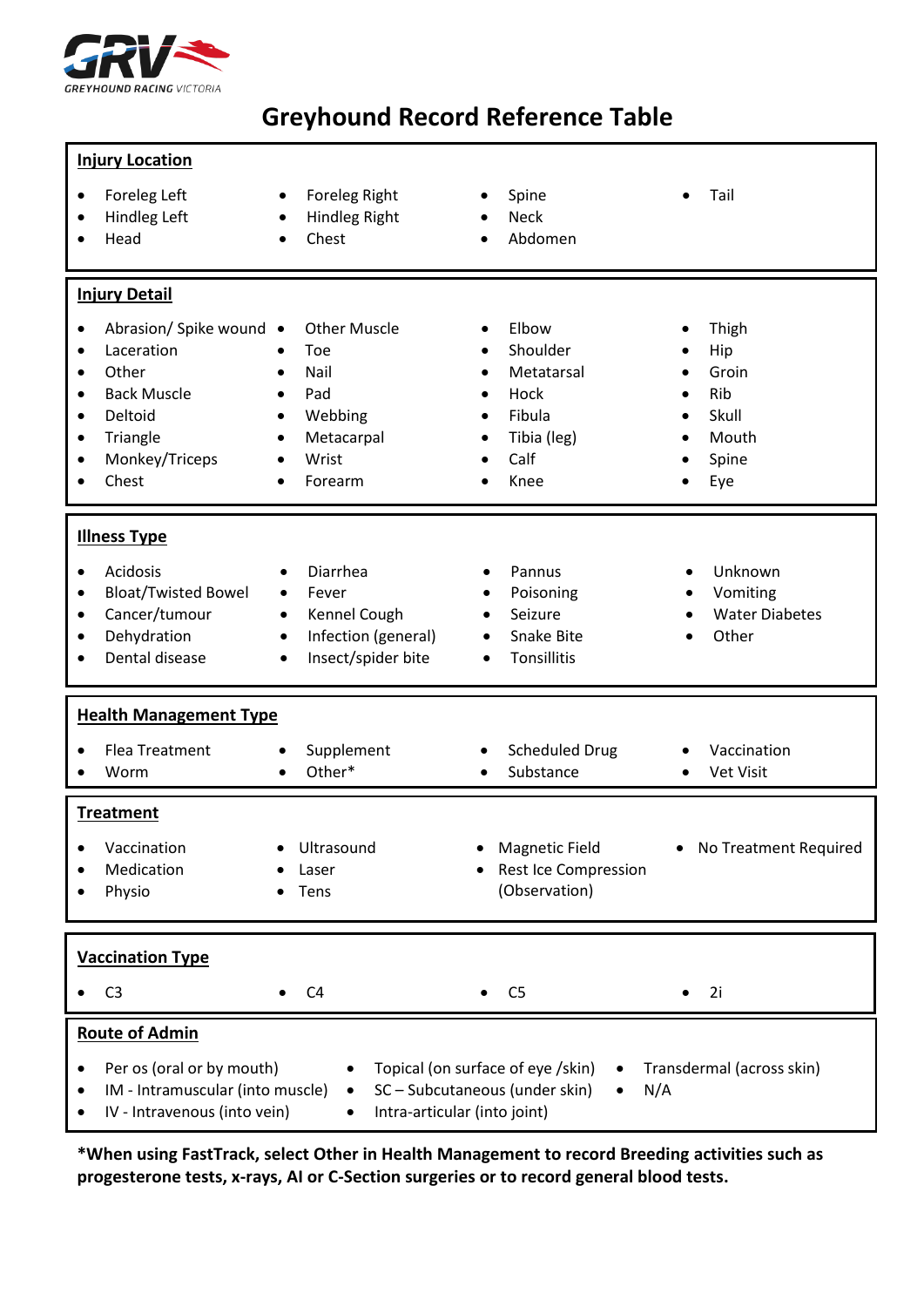GREYHOUND RACING VICTORIA

# Greyhound Record Reference Table

## Injury Location

- Foreleg Left
- Hindleg Left
- Head
- Foreleg Right
- Hindleg Right
- Chest
- Spine
- Neck
- Abdomen
- Tail

## Injury Detail

- Abrasion/ Spike wound
- Laceration
- Other
- Back Muscle
- Deltoid
- Triangle
- Monkey/Triceps
- Chest
- Other Muscle
- Toe
- Nail
- Pad
- Webbing
- Metacarpal
- Wrist
- Forearm
- Elbow
- Shoulder
- Metatarsal
- Hock
- Fibula
- Tibia (leg)
- Calf
- Knee
- Thigh
- Hip
- Groin
- Rib
- Skull
- Mouth
- Spine
- Eye

## Illness Type

- Acidosis
- Bloat/Twisted Bowel
- Cancer/tumour
- Dehydration
- Dental disease
- Diarrhea
- Fever
- Kennel Cough
- Infection (general)
- Insect/spider bite
- Pannus
- Poisoning
- Seizure
- Snake Bite
- Tonsillitis
- Unknown
- Vomiting
- Water Diabetes
- Other

## Health Management Type

- Flea Treatment
- Worm
- Supplement
- Other*
- Scheduled Drug
- Substance
- Vaccination
- Vet Visit

## Treatment

- Vaccination
- Medication
- Physio
- Ultrasound
- Laser
- Tens
- Magnetic Field
- Rest Ice Compression (Observation)
- No Treatment Required

## Vaccination Type

- C3
- C4
- C5
- 2i

## Route of Admin

- Per os (oral or by mouth)
- IM - Intramuscular (into muscle)
- IV - Intravenous (into vein)
- Topical (on surface of eye /skin)
- SC – Subcutaneous (under skin)
- Intra-articular (into joint)
- Transdermal (across skin)
- N/A

**\*When using FastTrack, select Other in Health Management to record Breeding activities such as progesterone tests, x-rays, AI or C-Section surgeries or to record general blood tests.**